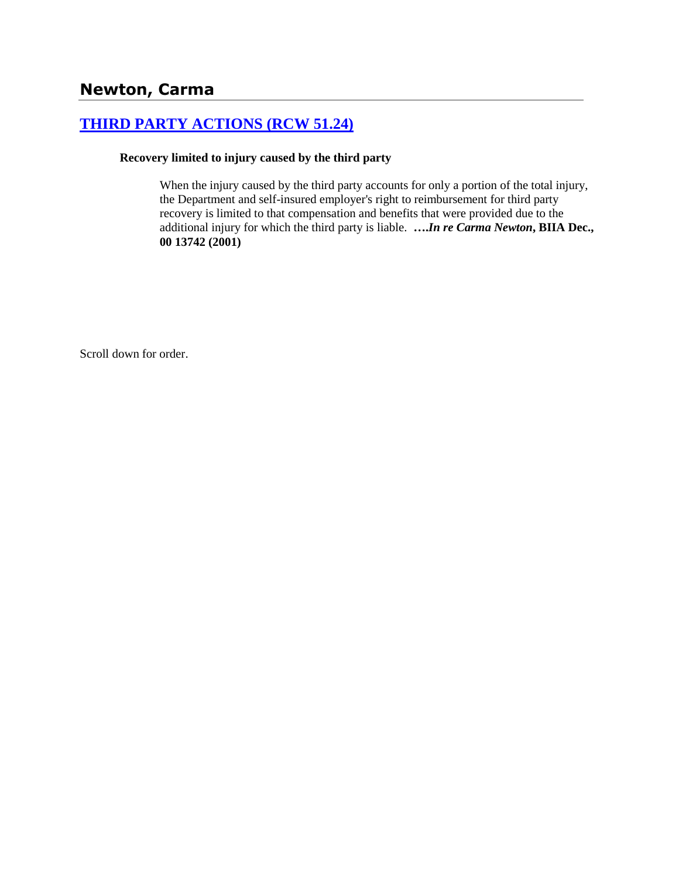## Newton, Carma

### [THIRD PARTY ACTIONS (RCW 51.24)]()

**Recovery limited to injury caused by the third party**

> When the injury caused by the third party accounts for only a portion of the total injury, the Department and self-insured employer's right to reimbursement for third party recovery is limited to that compensation and benefits that were provided due to the additional injury for which the third party is liable. ***….In re Carma Newton*, BIIA Dec., 00 13742 (2001)**

Scroll down for order.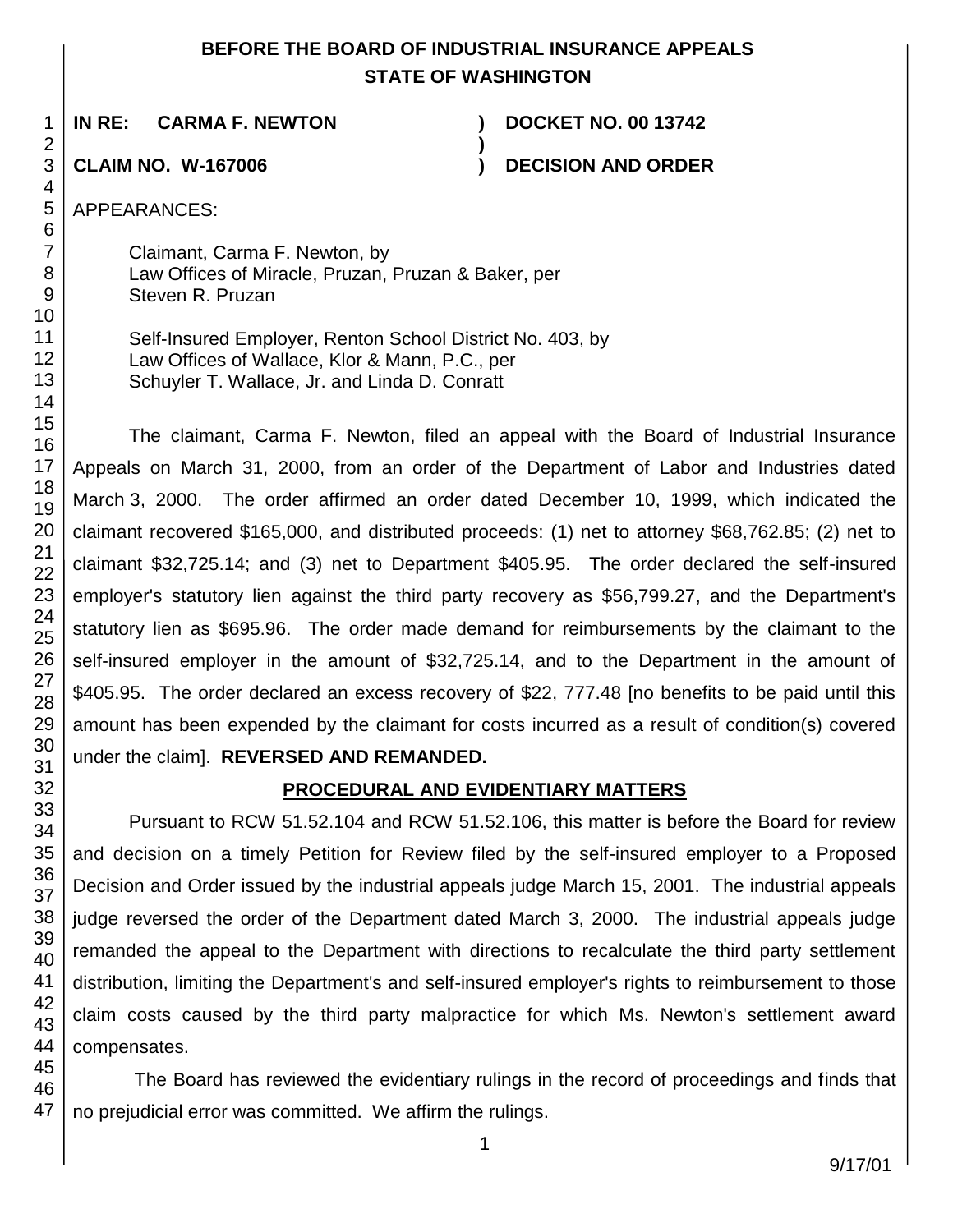# BEFORE THE BOARD OF INDUSTRIAL INSURANCE APPEALS STATE OF WASHINGTON

**IN RE: CARMA F. NEWTON** ) **DOCKET NO. 00 13742**

**CLAIM NO. W-167006** ) **DECISION AND ORDER**

APPEARANCES:

Claimant, Carma F. Newton, by
Law Offices of Miracle, Pruzan, Pruzan & Baker, per
Steven R. Pruzan

Self-Insured Employer, Renton School District No. 403, by
Law Offices of Wallace, Klor & Mann, P.C., per
Schuyler T. Wallace, Jr. and Linda D. Conratt

The claimant, Carma F. Newton, filed an appeal with the Board of Industrial Insurance Appeals on March 31, 2000, from an order of the Department of Labor and Industries dated March 3, 2000. The order affirmed an order dated December 10, 1999, which indicated the claimant recovered $165,000, and distributed proceeds: (1) net to attorney $68,762.85; (2) net to claimant $32,725.14; and (3) net to Department $405.95. The order declared the self-insured employer's statutory lien against the third party recovery as $56,799.27, and the Department's statutory lien as $695.96. The order made demand for reimbursements by the claimant to the self-insured employer in the amount of $32,725.14, and to the Department in the amount of $405.95. The order declared an excess recovery of $22, 777.48 [no benefits to be paid until this amount has been expended by the claimant for costs incurred as a result of condition(s) covered under the claim]. **REVERSED AND REMANDED.**

## PROCEDURAL AND EVIDENTIARY MATTERS

Pursuant to RCW 51.52.104 and RCW 51.52.106, this matter is before the Board for review and decision on a timely Petition for Review filed by the self-insured employer to a Proposed Decision and Order issued by the industrial appeals judge March 15, 2001. The industrial appeals judge reversed the order of the Department dated March 3, 2000. The industrial appeals judge remanded the appeal to the Department with directions to recalculate the third party settlement distribution, limiting the Department's and self-insured employer's rights to reimbursement to those claim costs caused by the third party malpractice for which Ms. Newton's settlement award compensates.

The Board has reviewed the evidentiary rulings in the record of proceedings and finds that no prejudicial error was committed. We affirm the rulings.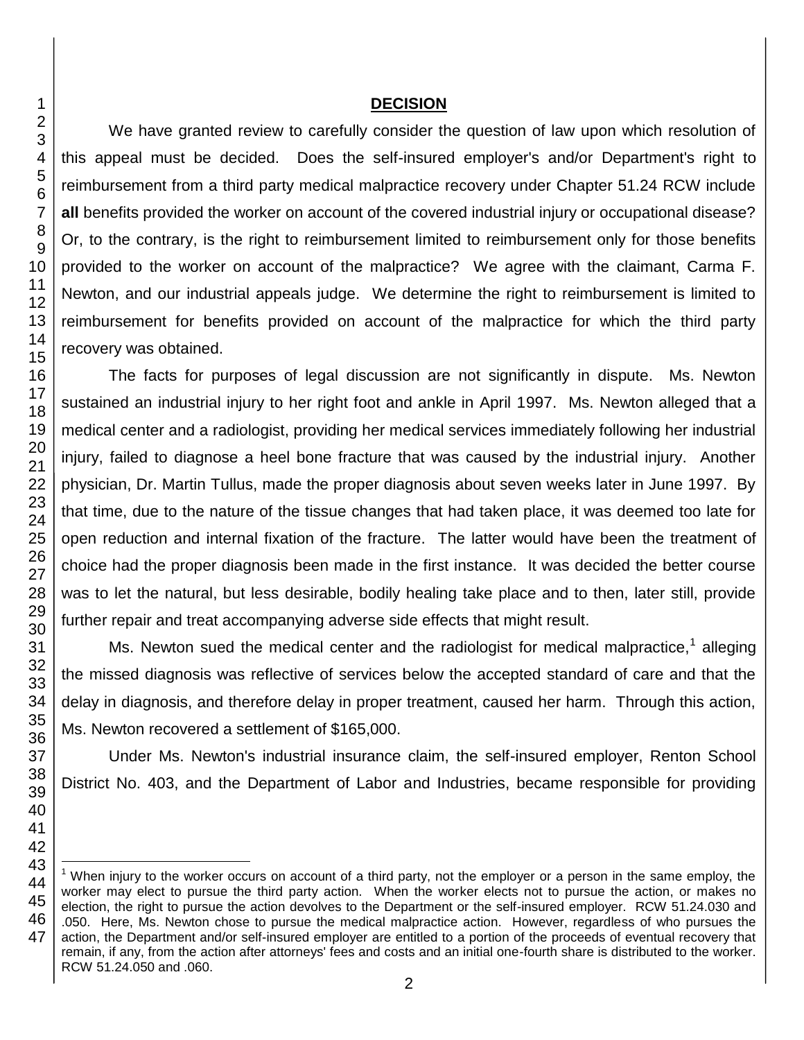## DECISION

We have granted review to carefully consider the question of law upon which resolution of this appeal must be decided. Does the self-insured employer's and/or Department's right to reimbursement from a third party medical malpractice recovery under Chapter 51.24 RCW include **all** benefits provided the worker on account of the covered industrial injury or occupational disease? Or, to the contrary, is the right to reimbursement limited to reimbursement only for those benefits provided to the worker on account of the malpractice? We agree with the claimant, Carma F. Newton, and our industrial appeals judge. We determine the right to reimbursement is limited to reimbursement for benefits provided on account of the malpractice for which the third party recovery was obtained.

The facts for purposes of legal discussion are not significantly in dispute. Ms. Newton sustained an industrial injury to her right foot and ankle in April 1997. Ms. Newton alleged that a medical center and a radiologist, providing her medical services immediately following her industrial injury, failed to diagnose a heel bone fracture that was caused by the industrial injury. Another physician, Dr. Martin Tullus, made the proper diagnosis about seven weeks later in June 1997. By that time, due to the nature of the tissue changes that had taken place, it was deemed too late for open reduction and internal fixation of the fracture. The latter would have been the treatment of choice had the proper diagnosis been made in the first instance. It was decided the better course was to let the natural, but less desirable, bodily healing take place and to then, later still, provide further repair and treat accompanying adverse side effects that might result.

Ms. Newton sued the medical center and the radiologist for medical malpractice,[1] alleging the missed diagnosis was reflective of services below the accepted standard of care and that the delay in diagnosis, and therefore delay in proper treatment, caused her harm. Through this action, Ms. Newton recovered a settlement of $165,000.

Under Ms. Newton's industrial insurance claim, the self-insured employer, Renton School District No. 403, and the Department of Labor and Industries, became responsible for providing

---

[1] When injury to the worker occurs on account of a third party, not the employer or a person in the same employ, the worker may elect to pursue the third party action. When the worker elects not to pursue the action, or makes no election, the right to pursue the action devolves to the Department or the self-insured employer. RCW 51.24.030 and .050. Here, Ms. Newton chose to pursue the medical malpractice action. However, regardless of who pursues the action, the Department and/or self-insured employer are entitled to a portion of the proceeds of eventual recovery that remain, if any, from the action after attorneys' fees and costs and an initial one-fourth share is distributed to the worker. RCW 51.24.050 and .060.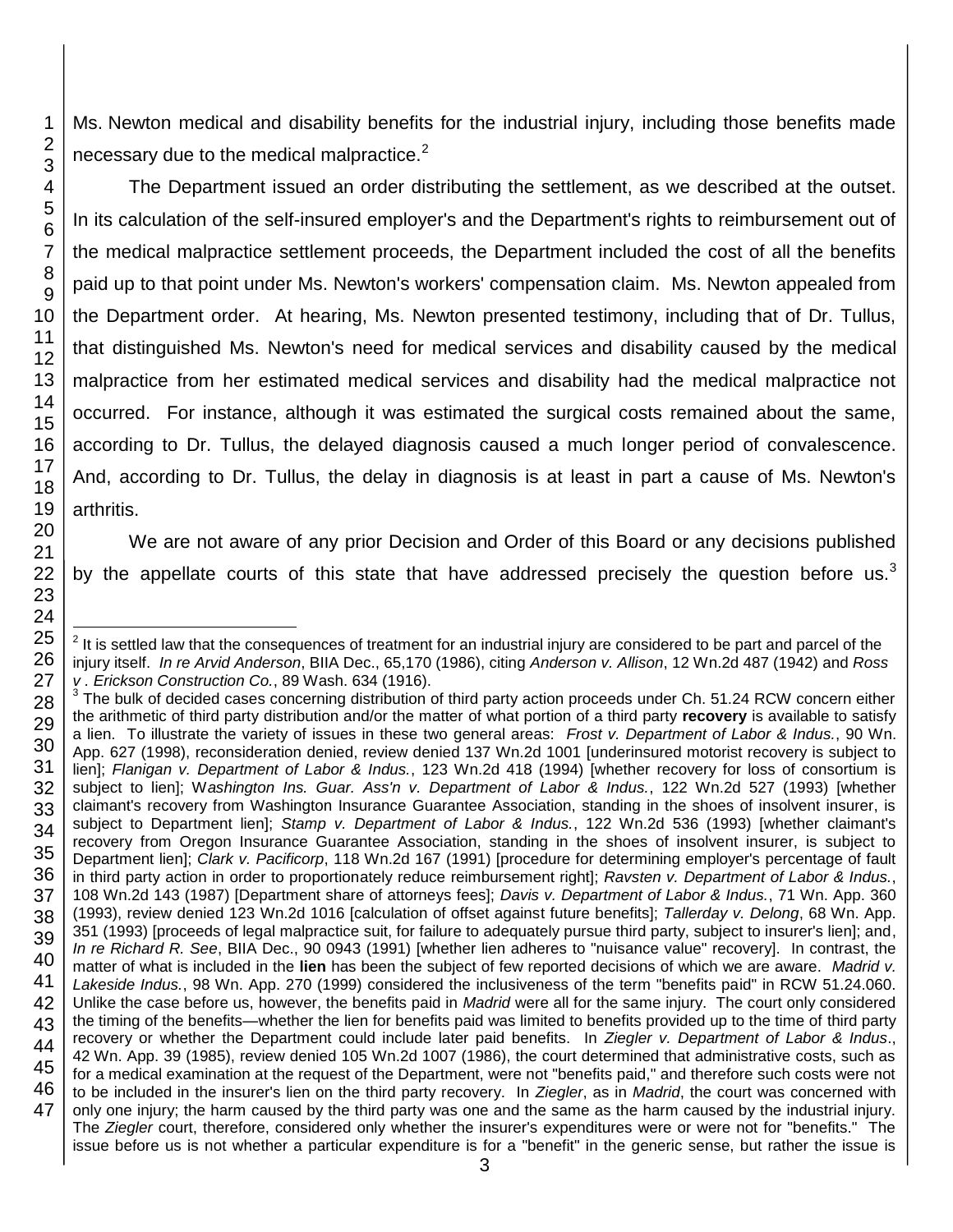Ms. Newton medical and disability benefits for the industrial injury, including those benefits made necessary due to the medical malpractice.[2]

The Department issued an order distributing the settlement, as we described at the outset. In its calculation of the self-insured employer's and the Department's rights to reimbursement out of the medical malpractice settlement proceeds, the Department included the cost of all the benefits paid up to that point under Ms. Newton's workers' compensation claim. Ms. Newton appealed from the Department order. At hearing, Ms. Newton presented testimony, including that of Dr. Tullus, that distinguished Ms. Newton's need for medical services and disability caused by the medical malpractice from her estimated medical services and disability had the medical malpractice not occurred. For instance, although it was estimated the surgical costs remained about the same, according to Dr. Tullus, the delayed diagnosis caused a much longer period of convalescence. And, according to Dr. Tullus, the delay in diagnosis is at least in part a cause of Ms. Newton's arthritis.

We are not aware of any prior Decision and Order of this Board or any decisions published by the appellate courts of this state that have addressed precisely the question before us.[3]

---

[2] It is settled law that the consequences of treatment for an industrial injury are considered to be part and parcel of the injury itself. *In re Arvid Anderson*, BIIA Dec., 65,170 (1986), citing *Anderson v. Allison*, 12 Wn.2d 487 (1942) and *Ross v. Erickson Construction Co.*, 89 Wash. 634 (1916).

[3] The bulk of decided cases concerning distribution of third party action proceeds under Ch. 51.24 RCW concern either the arithmetic of third party distribution and/or the matter of what portion of a third party **recovery** is available to satisfy a lien. To illustrate the variety of issues in these two general areas: *Frost v. Department of Labor & Indus.*, 90 Wn. App. 627 (1998), reconsideration denied, review denied 137 Wn.2d 1001 [underinsured motorist recovery is subject to lien]; *Flanigan v. Department of Labor & Indus.*, 123 Wn.2d 418 (1994) [whether recovery for loss of consortium is subject to lien]; *Washington Ins. Guar. Ass'n v. Department of Labor & Indus.*, 122 Wn.2d 527 (1993) [whether claimant's recovery from Washington Insurance Guarantee Association, standing in the shoes of insolvent insurer, is subject to Department lien]; *Stamp v. Department of Labor & Indus.*, 122 Wn.2d 536 (1993) [whether claimant's recovery from Oregon Insurance Guarantee Association, standing in the shoes of insolvent insurer, is subject to Department lien]; *Clark v. Pacificorp*, 118 Wn.2d 167 (1991) [procedure for determining employer's percentage of fault in third party action in order to proportionately reduce reimbursement right]; *Ravsten v. Department of Labor & Indus.*, 108 Wn.2d 143 (1987) [Department share of attorneys fees]; *Davis v. Department of Labor & Indus.*, 71 Wn. App. 360 (1993), review denied 123 Wn.2d 1016 [calculation of offset against future benefits]; *Tallerday v. Delong*, 68 Wn. App. 351 (1993) [proceeds of legal malpractice suit, for failure to adequately pursue third party, subject to insurer's lien]; and, *In re Richard R. See*, BIIA Dec., 90 0943 (1991) [whether lien adheres to "nuisance value" recovery]. In contrast, the matter of what is included in the **lien** has been the subject of few reported decisions of which we are aware. *Madrid v. Lakeside Indus.*, 98 Wn. App. 270 (1999) considered the inclusiveness of the term "benefits paid" in RCW 51.24.060. Unlike the case before us, however, the benefits paid in *Madrid* were all for the same injury. The court only considered the timing of the benefits—whether the lien for benefits paid was limited to benefits provided up to the time of third party recovery or whether the Department could include later paid benefits. In *Ziegler v. Department of Labor & Indus*., 42 Wn. App. 39 (1985), review denied 105 Wn.2d 1007 (1986), the court determined that administrative costs, such as for a medical examination at the request of the Department, were not "benefits paid," and therefore such costs were not to be included in the insurer's lien on the third party recovery. In *Ziegler*, as in *Madrid*, the court was concerned with only one injury; the harm caused by the third party was one and the same as the harm caused by the industrial injury. The *Ziegler* court, therefore, considered only whether the insurer's expenditures were or were not for "benefits." The issue before us is not whether a particular expenditure is for a "benefit" in the generic sense, but rather the issue is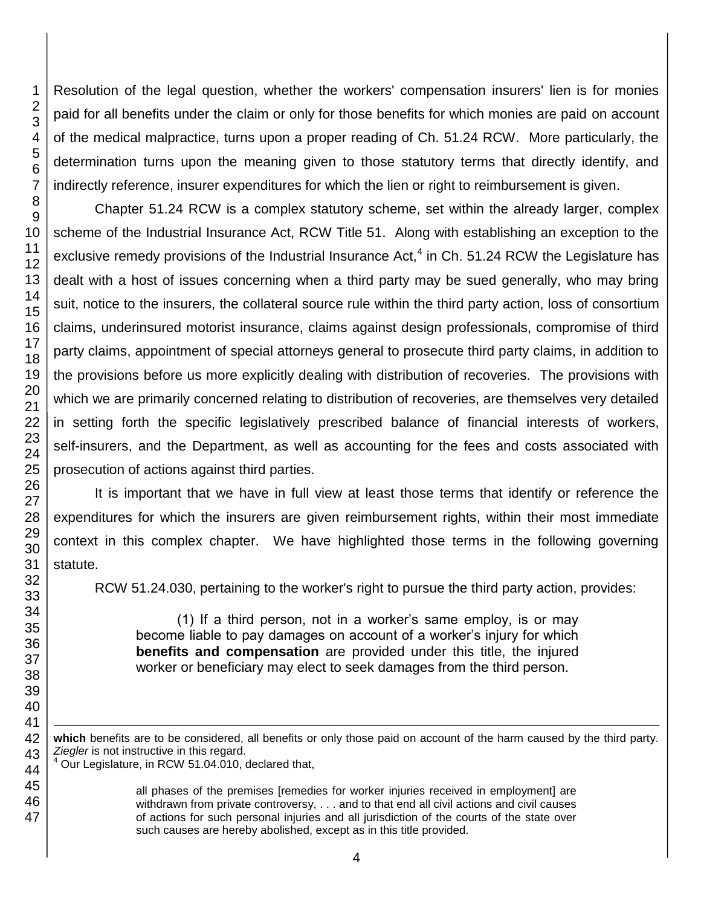Resolution of the legal question, whether the workers' compensation insurers' lien is for monies paid for all benefits under the claim or only for those benefits for which monies are paid on account of the medical malpractice, turns upon a proper reading of Ch. 51.24 RCW. More particularly, the determination turns upon the meaning given to those statutory terms that directly identify, and indirectly reference, insurer expenditures for which the lien or right to reimbursement is given.

Chapter 51.24 RCW is a complex statutory scheme, set within the already larger, complex scheme of the Industrial Insurance Act, RCW Title 51. Along with establishing an exception to the exclusive remedy provisions of the Industrial Insurance Act,[4] in Ch. 51.24 RCW the Legislature has dealt with a host of issues concerning when a third party may be sued generally, who may bring suit, notice to the insurers, the collateral source rule within the third party action, loss of consortium claims, underinsured motorist insurance, claims against design professionals, compromise of third party claims, appointment of special attorneys general to prosecute third party claims, in addition to the provisions before us more explicitly dealing with distribution of recoveries. The provisions with which we are primarily concerned relating to distribution of recoveries, are themselves very detailed in setting forth the specific legislatively prescribed balance of financial interests of workers, self-insurers, and the Department, as well as accounting for the fees and costs associated with prosecution of actions against third parties.

It is important that we have in full view at least those terms that identify or reference the expenditures for which the insurers are given reimbursement rights, within their most immediate context in this complex chapter. We have highlighted those terms in the following governing statute.

RCW 51.24.030, pertaining to the worker's right to pursue the third party action, provides:

> (1) If a third person, not in a worker's same employ, is or may become liable to pay damages on account of a worker's injury for which **benefits and compensation** are provided under this title, the injured worker or beneficiary may elect to seek damages from the third person.

---

**which** benefits are to be considered, all benefits or only those paid on account of the harm caused by the third party. *Ziegler* is not instructive in this regard.

[4] Our Legislature, in RCW 51.04.010, declared that,

> all phases of the premises [remedies for worker injuries received in employment] are withdrawn from private controversy, . . . and to that end all civil actions and civil causes of actions for such personal injuries and all jurisdiction of the courts of the state over such causes are hereby abolished, except as in this title provided.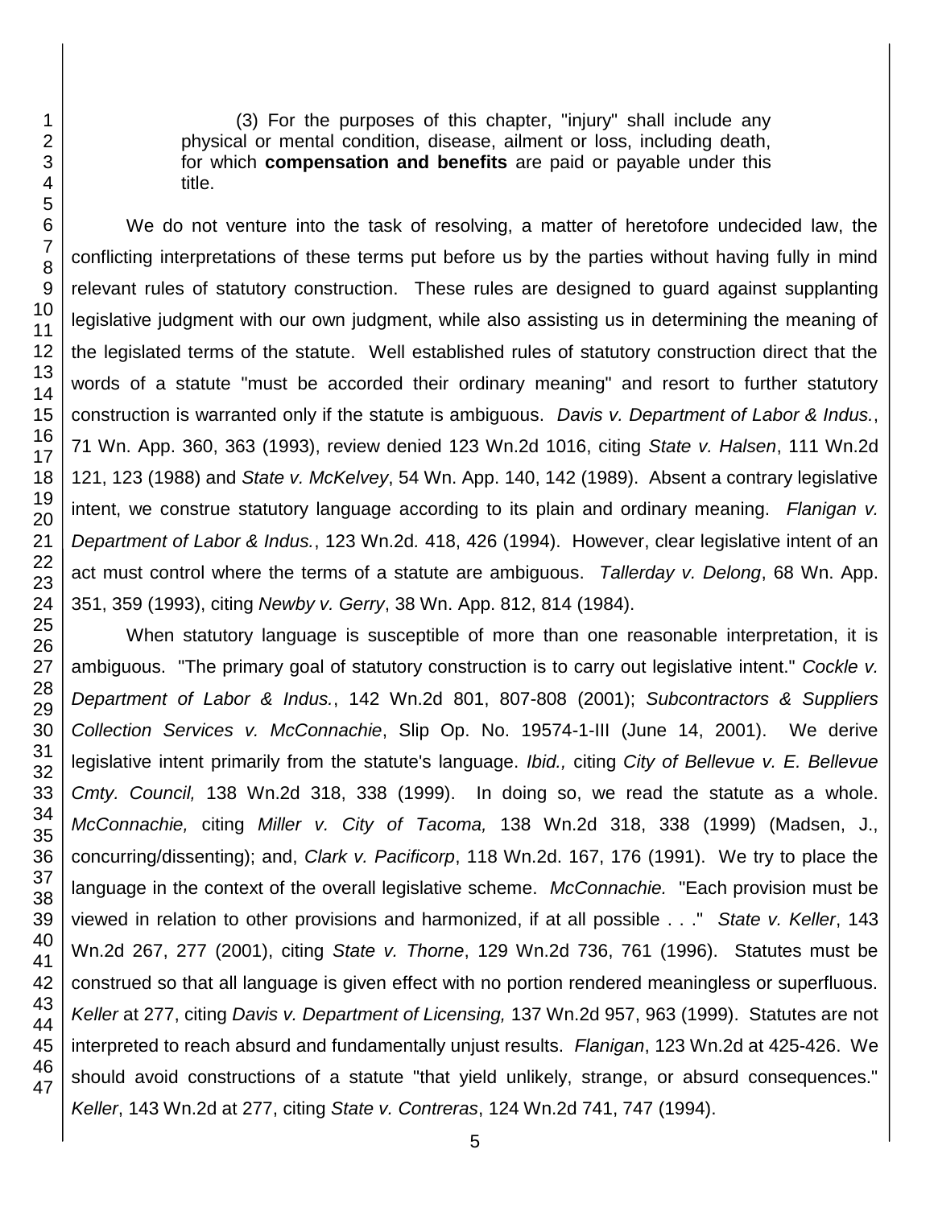> (3) For the purposes of this chapter, "injury" shall include any physical or mental condition, disease, ailment or loss, including death, for which **compensation and benefits** are paid or payable under this title.

We do not venture into the task of resolving, a matter of heretofore undecided law, the conflicting interpretations of these terms put before us by the parties without having fully in mind relevant rules of statutory construction. These rules are designed to guard against supplanting legislative judgment with our own judgment, while also assisting us in determining the meaning of the legislated terms of the statute. Well established rules of statutory construction direct that the words of a statute "must be accorded their ordinary meaning" and resort to further statutory construction is warranted only if the statute is ambiguous. *Davis v. Department of Labor & Indus.*, 71 Wn. App. 360, 363 (1993), review denied 123 Wn.2d 1016, citing *State v. Halsen*, 111 Wn.2d 121, 123 (1988) and *State v. McKelvey*, 54 Wn. App. 140, 142 (1989). Absent a contrary legislative intent, we construe statutory language according to its plain and ordinary meaning. *Flanigan v. Department of Labor & Indus.*, 123 Wn.2d. 418, 426 (1994). However, clear legislative intent of an act must control where the terms of a statute are ambiguous. *Tallerday v. Delong*, 68 Wn. App. 351, 359 (1993), citing *Newby v. Gerry*, 38 Wn. App. 812, 814 (1984).

When statutory language is susceptible of more than one reasonable interpretation, it is ambiguous. "The primary goal of statutory construction is to carry out legislative intent." *Cockle v. Department of Labor & Indus.*, 142 Wn.2d 801, 807-808 (2001); *Subcontractors & Suppliers Collection Services v. McConnachie*, Slip Op. No. 19574-1-III (June 14, 2001). We derive legislative intent primarily from the statute's language. *Ibid.,* citing *City of Bellevue v. E. Bellevue Cmty. Council,* 138 Wn.2d 318, 338 (1999). In doing so, we read the statute as a whole. *McConnachie,* citing *Miller v. City of Tacoma,* 138 Wn.2d 318, 338 (1999) (Madsen, J., concurring/dissenting); and, *Clark v. Pacificorp*, 118 Wn.2d. 167, 176 (1991). We try to place the language in the context of the overall legislative scheme. *McConnachie.* "Each provision must be viewed in relation to other provisions and harmonized, if at all possible . . ." *State v. Keller*, 143 Wn.2d 267, 277 (2001), citing *State v. Thorne*, 129 Wn.2d 736, 761 (1996). Statutes must be construed so that all language is given effect with no portion rendered meaningless or superfluous. *Keller* at 277, citing *Davis v. Department of Licensing,* 137 Wn.2d 957, 963 (1999). Statutes are not interpreted to reach absurd and fundamentally unjust results. *Flanigan*, 123 Wn.2d at 425-426. We should avoid constructions of a statute "that yield unlikely, strange, or absurd consequences." *Keller*, 143 Wn.2d at 277, citing *State v. Contreras*, 124 Wn.2d 741, 747 (1994).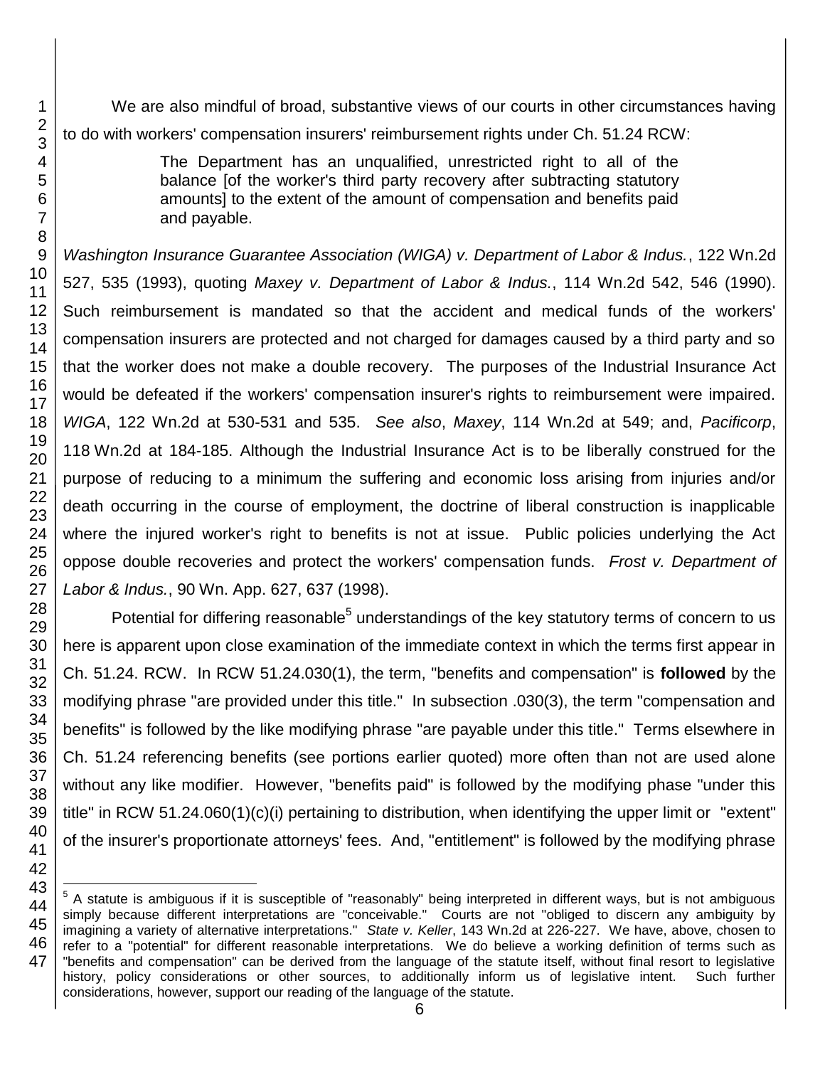We are also mindful of broad, substantive views of our courts in other circumstances having to do with workers' compensation insurers' reimbursement rights under Ch. 51.24 RCW:

> The Department has an unqualified, unrestricted right to all of the balance [of the worker's third party recovery after subtracting statutory amounts] to the extent of the amount of compensation and benefits paid and payable.

*Washington Insurance Guarantee Association (WIGA) v. Department of Labor & Indus.*, 122 Wn.2d 527, 535 (1993), quoting *Maxey v. Department of Labor & Indus.*, 114 Wn.2d 542, 546 (1990). Such reimbursement is mandated so that the accident and medical funds of the workers' compensation insurers are protected and not charged for damages caused by a third party and so that the worker does not make a double recovery. The purposes of the Industrial Insurance Act would be defeated if the workers' compensation insurer's rights to reimbursement were impaired. *WIGA*, 122 Wn.2d at 530-531 and 535. *See also*, *Maxey*, 114 Wn.2d at 549; and, *Pacificorp*, 118 Wn.2d at 184-185. Although the Industrial Insurance Act is to be liberally construed for the purpose of reducing to a minimum the suffering and economic loss arising from injuries and/or death occurring in the course of employment, the doctrine of liberal construction is inapplicable where the injured worker's right to benefits is not at issue. Public policies underlying the Act oppose double recoveries and protect the workers' compensation funds. *Frost v. Department of Labor & Indus.*, 90 Wn. App. 627, 637 (1998).

Potential for differing reasonable[5] understandings of the key statutory terms of concern to us here is apparent upon close examination of the immediate context in which the terms first appear in Ch. 51.24. RCW. In RCW 51.24.030(1), the term, "benefits and compensation" is **followed** by the modifying phrase "are provided under this title." In subsection .030(3), the term "compensation and benefits" is followed by the like modifying phrase "are payable under this title." Terms elsewhere in Ch. 51.24 referencing benefits (see portions earlier quoted) more often than not are used alone without any like modifier. However, "benefits paid" is followed by the modifying phase "under this title" in RCW 51.24.060(1)(c)(i) pertaining to distribution, when identifying the upper limit or "extent" of the insurer's proportionate attorneys' fees. And, "entitlement" is followed by the modifying phrase

---

[5] A statute is ambiguous if it is susceptible of "reasonably" being interpreted in different ways, but is not ambiguous simply because different interpretations are "conceivable." Courts are not "obliged to discern any ambiguity by imagining a variety of alternative interpretations." *State v. Keller*, 143 Wn.2d at 226-227. We have, above, chosen to refer to a "potential" for different reasonable interpretations. We do believe a working definition of terms such as "benefits and compensation" can be derived from the language of the statute itself, without final resort to legislative history, policy considerations or other sources, to additionally inform us of legislative intent. Such further considerations, however, support our reading of the language of the statute.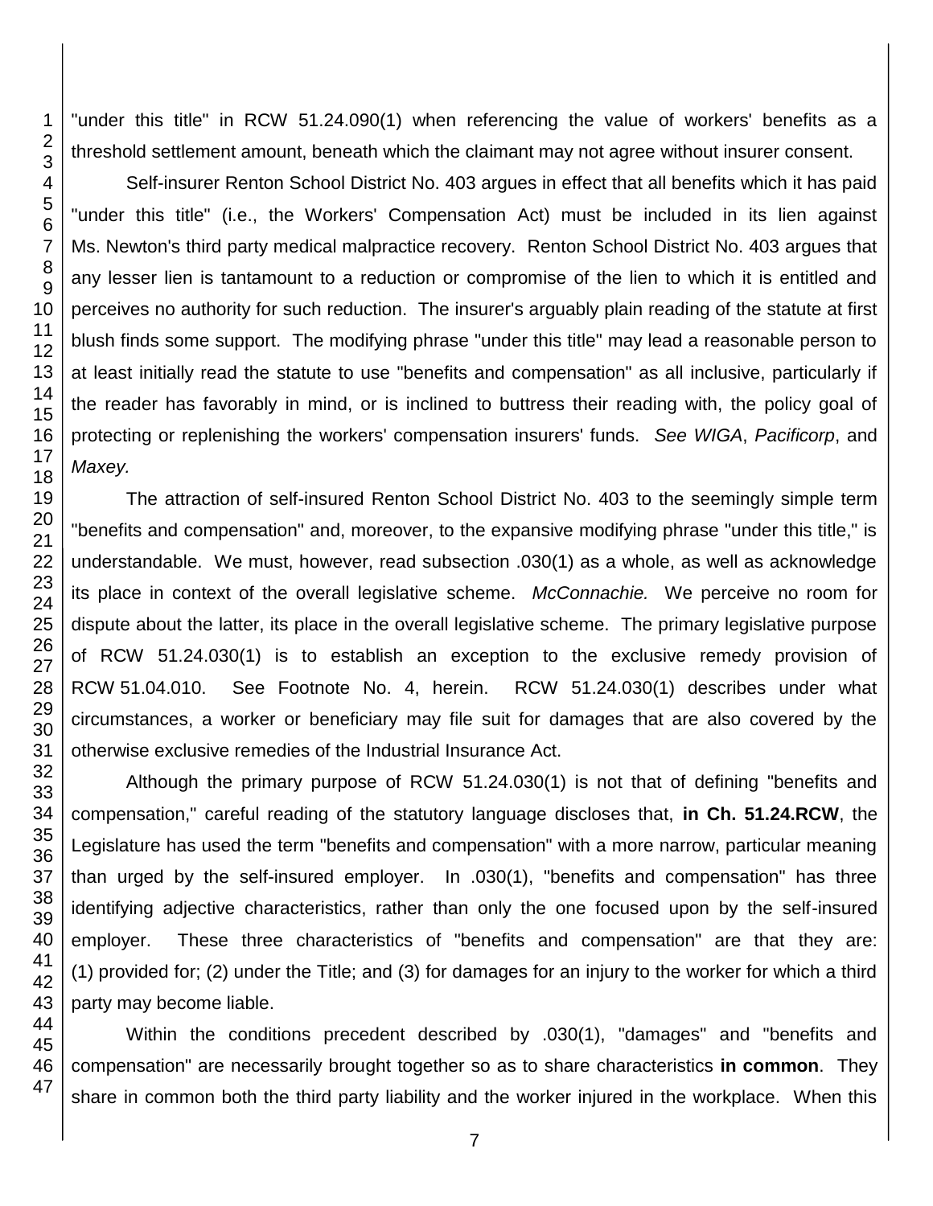"under this title" in RCW 51.24.090(1) when referencing the value of workers' benefits as a threshold settlement amount, beneath which the claimant may not agree without insurer consent.

Self-insurer Renton School District No. 403 argues in effect that all benefits which it has paid "under this title" (i.e., the Workers' Compensation Act) must be included in its lien against Ms. Newton's third party medical malpractice recovery. Renton School District No. 403 argues that any lesser lien is tantamount to a reduction or compromise of the lien to which it is entitled and perceives no authority for such reduction. The insurer's arguably plain reading of the statute at first blush finds some support. The modifying phrase "under this title" may lead a reasonable person to at least initially read the statute to use "benefits and compensation" as all inclusive, particularly if the reader has favorably in mind, or is inclined to buttress their reading with, the policy goal of protecting or replenishing the workers' compensation insurers' funds. *See WIGA*, *Pacificorp*, and *Maxey.*

The attraction of self-insured Renton School District No. 403 to the seemingly simple term "benefits and compensation" and, moreover, to the expansive modifying phrase "under this title," is understandable. We must, however, read subsection .030(1) as a whole, as well as acknowledge its place in context of the overall legislative scheme. *McConnachie.* We perceive no room for dispute about the latter, its place in the overall legislative scheme. The primary legislative purpose of RCW 51.24.030(1) is to establish an exception to the exclusive remedy provision of RCW 51.04.010. See Footnote No. 4, herein. RCW 51.24.030(1) describes under what circumstances, a worker or beneficiary may file suit for damages that are also covered by the otherwise exclusive remedies of the Industrial Insurance Act.

Although the primary purpose of RCW 51.24.030(1) is not that of defining "benefits and compensation," careful reading of the statutory language discloses that, **in Ch. 51.24.RCW**, the Legislature has used the term "benefits and compensation" with a more narrow, particular meaning than urged by the self-insured employer. In .030(1), "benefits and compensation" has three identifying adjective characteristics, rather than only the one focused upon by the self-insured employer. These three characteristics of "benefits and compensation" are that they are: (1) provided for; (2) under the Title; and (3) for damages for an injury to the worker for which a third party may become liable.

Within the conditions precedent described by .030(1), "damages" and "benefits and compensation" are necessarily brought together so as to share characteristics **in common**. They share in common both the third party liability and the worker injured in the workplace. When this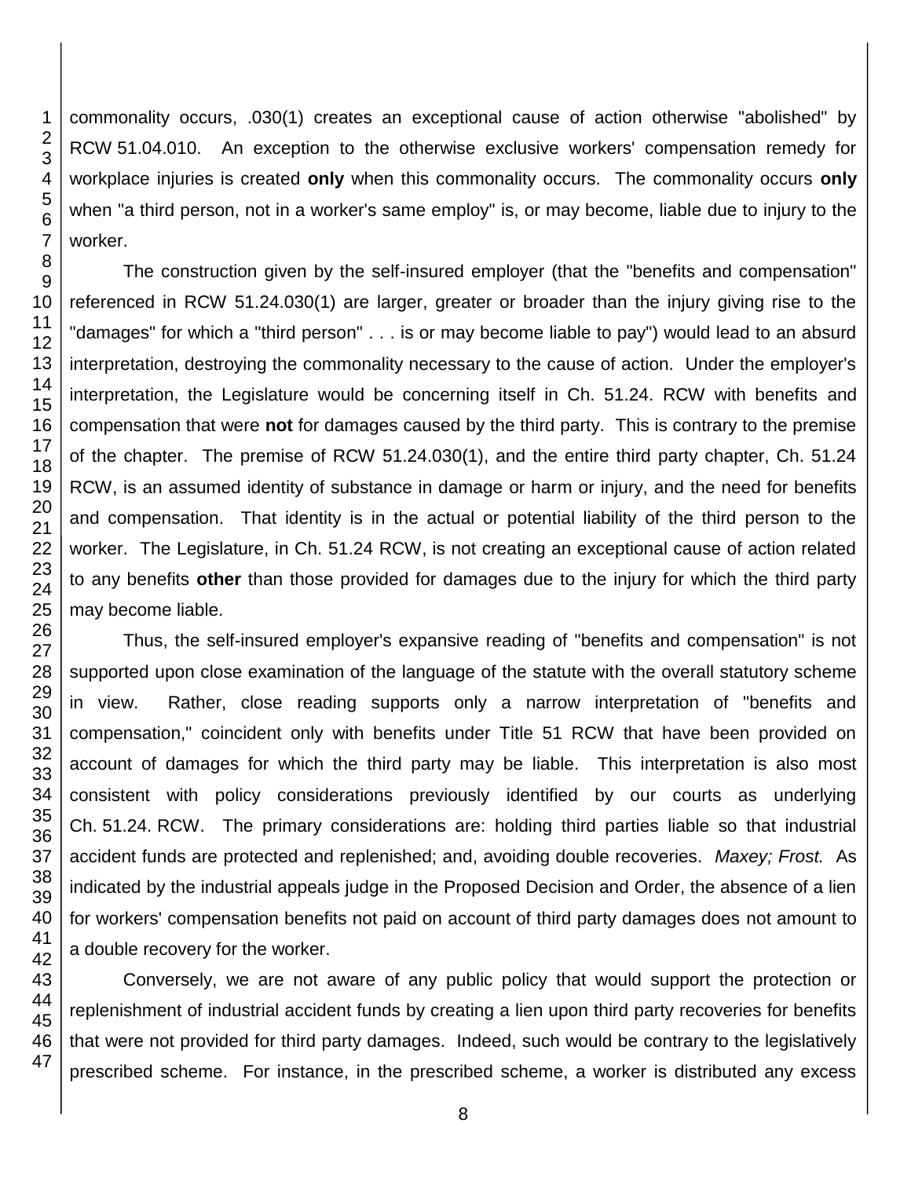commonality occurs, .030(1) creates an exceptional cause of action otherwise "abolished" by RCW 51.04.010. An exception to the otherwise exclusive workers' compensation remedy for workplace injuries is created **only** when this commonality occurs. The commonality occurs **only** when "a third person, not in a worker's same employ" is, or may become, liable due to injury to the worker.

The construction given by the self-insured employer (that the "benefits and compensation" referenced in RCW 51.24.030(1) are larger, greater or broader than the injury giving rise to the "damages" for which a "third person" . . . is or may become liable to pay") would lead to an absurd interpretation, destroying the commonality necessary to the cause of action. Under the employer's interpretation, the Legislature would be concerning itself in Ch. 51.24. RCW with benefits and compensation that were **not** for damages caused by the third party. This is contrary to the premise of the chapter. The premise of RCW 51.24.030(1), and the entire third party chapter, Ch. 51.24 RCW, is an assumed identity of substance in damage or harm or injury, and the need for benefits and compensation. That identity is in the actual or potential liability of the third person to the worker. The Legislature, in Ch. 51.24 RCW, is not creating an exceptional cause of action related to any benefits **other** than those provided for damages due to the injury for which the third party may become liable.

Thus, the self-insured employer's expansive reading of "benefits and compensation" is not supported upon close examination of the language of the statute with the overall statutory scheme in view. Rather, close reading supports only a narrow interpretation of "benefits and compensation," coincident only with benefits under Title 51 RCW that have been provided on account of damages for which the third party may be liable. This interpretation is also most consistent with policy considerations previously identified by our courts as underlying Ch. 51.24. RCW. The primary considerations are: holding third parties liable so that industrial accident funds are protected and replenished; and, avoiding double recoveries. *Maxey; Frost.* As indicated by the industrial appeals judge in the Proposed Decision and Order, the absence of a lien for workers' compensation benefits not paid on account of third party damages does not amount to a double recovery for the worker.

Conversely, we are not aware of any public policy that would support the protection or replenishment of industrial accident funds by creating a lien upon third party recoveries for benefits that were not provided for third party damages. Indeed, such would be contrary to the legislatively prescribed scheme. For instance, in the prescribed scheme, a worker is distributed any excess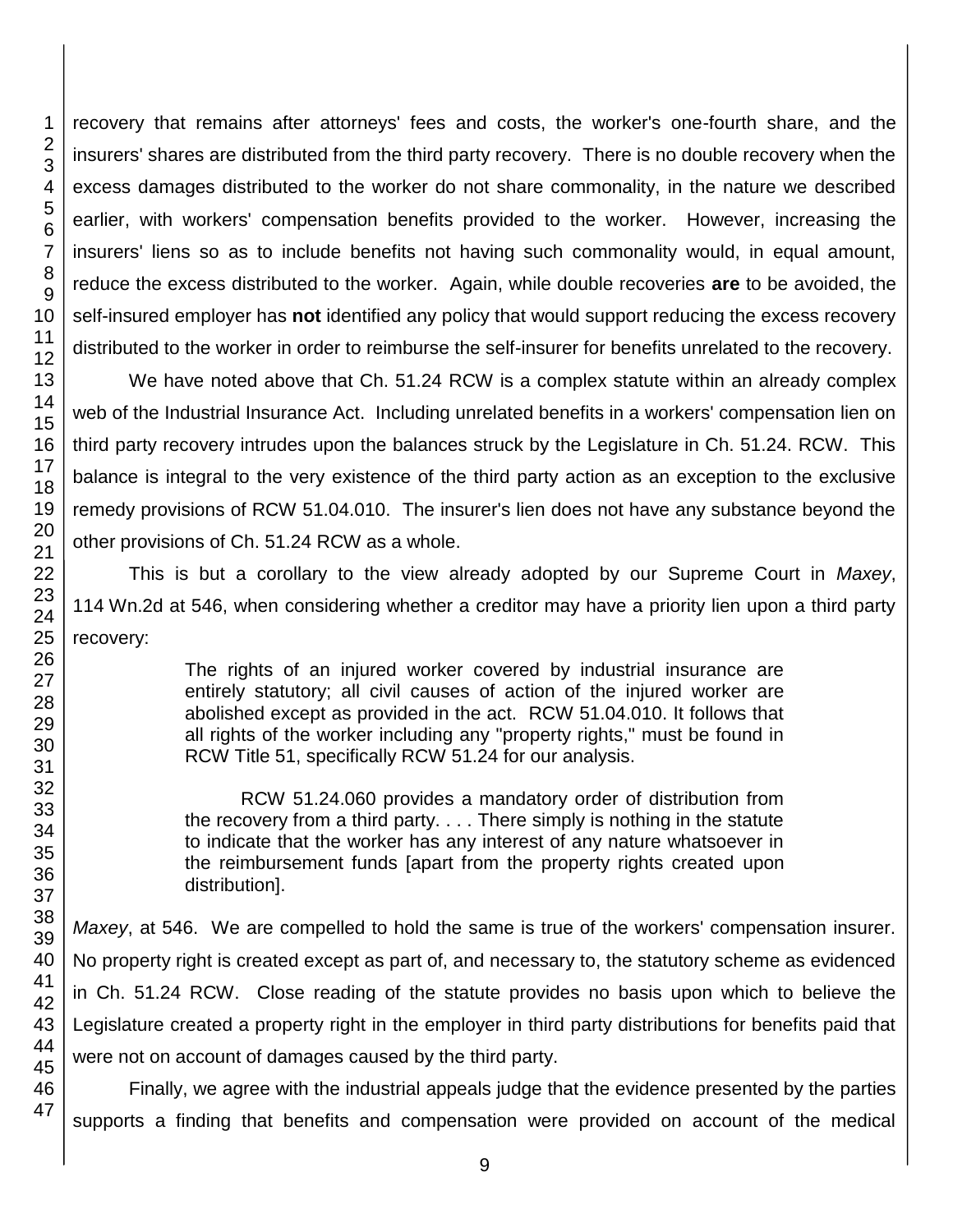recovery that remains after attorneys' fees and costs, the worker's one-fourth share, and the insurers' shares are distributed from the third party recovery. There is no double recovery when the excess damages distributed to the worker do not share commonality, in the nature we described earlier, with workers' compensation benefits provided to the worker. However, increasing the insurers' liens so as to include benefits not having such commonality would, in equal amount, reduce the excess distributed to the worker. Again, while double recoveries **are** to be avoided, the self-insured employer has **not** identified any policy that would support reducing the excess recovery distributed to the worker in order to reimburse the self-insurer for benefits unrelated to the recovery.

We have noted above that Ch. 51.24 RCW is a complex statute within an already complex web of the Industrial Insurance Act. Including unrelated benefits in a workers' compensation lien on third party recovery intrudes upon the balances struck by the Legislature in Ch. 51.24. RCW. This balance is integral to the very existence of the third party action as an exception to the exclusive remedy provisions of RCW 51.04.010. The insurer's lien does not have any substance beyond the other provisions of Ch. 51.24 RCW as a whole.

This is but a corollary to the view already adopted by our Supreme Court in *Maxey*, 114 Wn.2d at 546, when considering whether a creditor may have a priority lien upon a third party recovery:

> The rights of an injured worker covered by industrial insurance are entirely statutory; all civil causes of action of the injured worker are abolished except as provided in the act. RCW 51.04.010. It follows that all rights of the worker including any "property rights," must be found in RCW Title 51, specifically RCW 51.24 for our analysis.
>
> RCW 51.24.060 provides a mandatory order of distribution from the recovery from a third party. . . . There simply is nothing in the statute to indicate that the worker has any interest of any nature whatsoever in the reimbursement funds [apart from the property rights created upon distribution].

*Maxey*, at 546. We are compelled to hold the same is true of the workers' compensation insurer. No property right is created except as part of, and necessary to, the statutory scheme as evidenced in Ch. 51.24 RCW. Close reading of the statute provides no basis upon which to believe the Legislature created a property right in the employer in third party distributions for benefits paid that were not on account of damages caused by the third party.

Finally, we agree with the industrial appeals judge that the evidence presented by the parties supports a finding that benefits and compensation were provided on account of the medical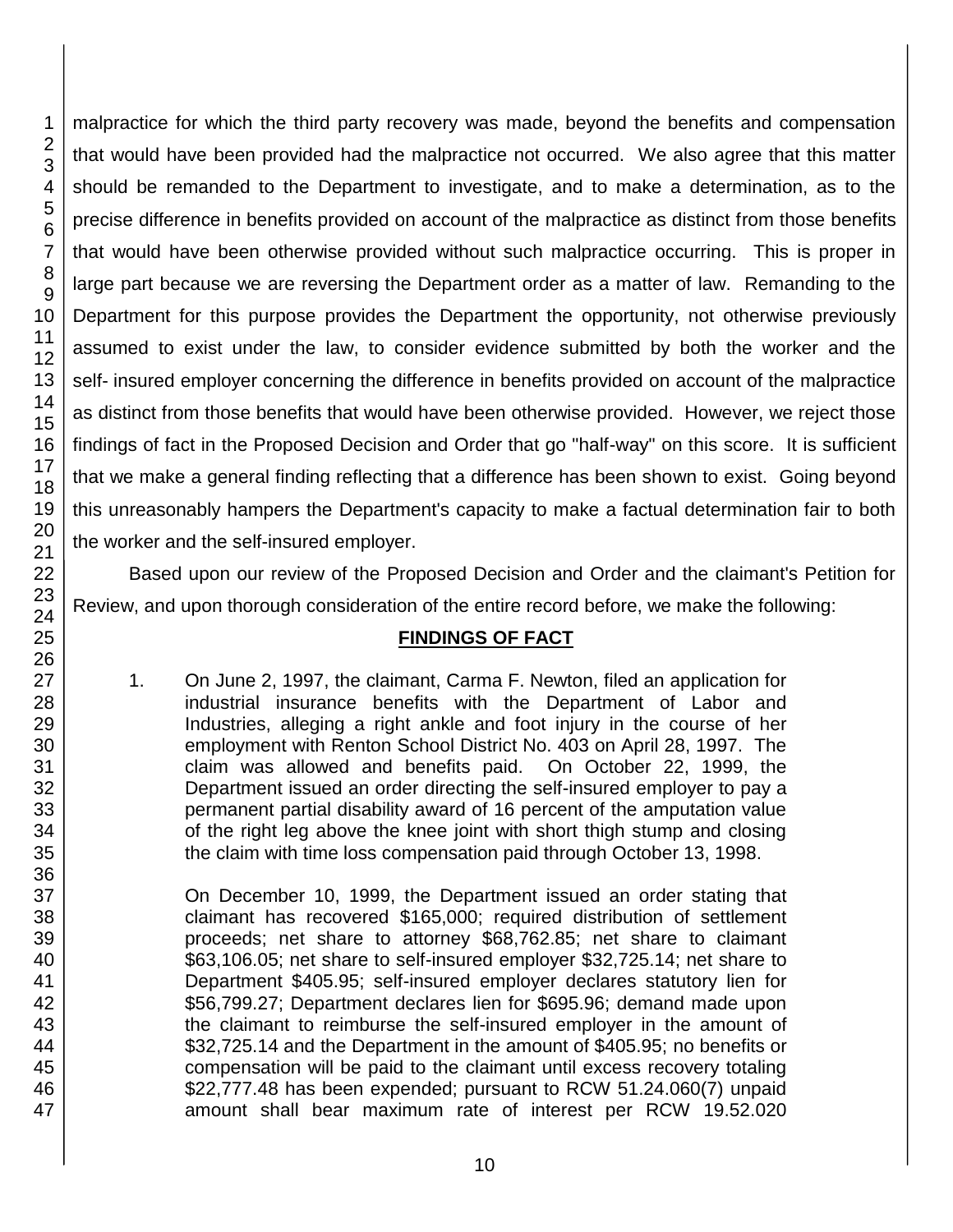malpractice for which the third party recovery was made, beyond the benefits and compensation that would have been provided had the malpractice not occurred. We also agree that this matter should be remanded to the Department to investigate, and to make a determination, as to the precise difference in benefits provided on account of the malpractice as distinct from those benefits that would have been otherwise provided without such malpractice occurring. This is proper in large part because we are reversing the Department order as a matter of law. Remanding to the Department for this purpose provides the Department the opportunity, not otherwise previously assumed to exist under the law, to consider evidence submitted by both the worker and the self- insured employer concerning the difference in benefits provided on account of the malpractice as distinct from those benefits that would have been otherwise provided. However, we reject those findings of fact in the Proposed Decision and Order that go "half-way" on this score. It is sufficient that we make a general finding reflecting that a difference has been shown to exist. Going beyond this unreasonably hampers the Department's capacity to make a factual determination fair to both the worker and the self-insured employer.

Based upon our review of the Proposed Decision and Order and the claimant's Petition for Review, and upon thorough consideration of the entire record before, we make the following:

## FINDINGS OF FACT

1. On June 2, 1997, the claimant, Carma F. Newton, filed an application for industrial insurance benefits with the Department of Labor and Industries, alleging a right ankle and foot injury in the course of her employment with Renton School District No. 403 on April 28, 1997. The claim was allowed and benefits paid. On October 22, 1999, the Department issued an order directing the self-insured employer to pay a permanent partial disability award of 16 percent of the amputation value of the right leg above the knee joint with short thigh stump and closing the claim with time loss compensation paid through October 13, 1998.

   On December 10, 1999, the Department issued an order stating that claimant has recovered $165,000; required distribution of settlement proceeds; net share to attorney $68,762.85; net share to claimant $63,106.05; net share to self-insured employer $32,725.14; net share to Department $405.95; self-insured employer declares statutory lien for $56,799.27; Department declares lien for $695.96; demand made upon the claimant to reimburse the self-insured employer in the amount of $32,725.14 and the Department in the amount of $405.95; no benefits or compensation will be paid to the claimant until excess recovery totaling $22,777.48 has been expended; pursuant to RCW 51.24.060(7) unpaid amount shall bear maximum rate of interest per RCW 19.52.020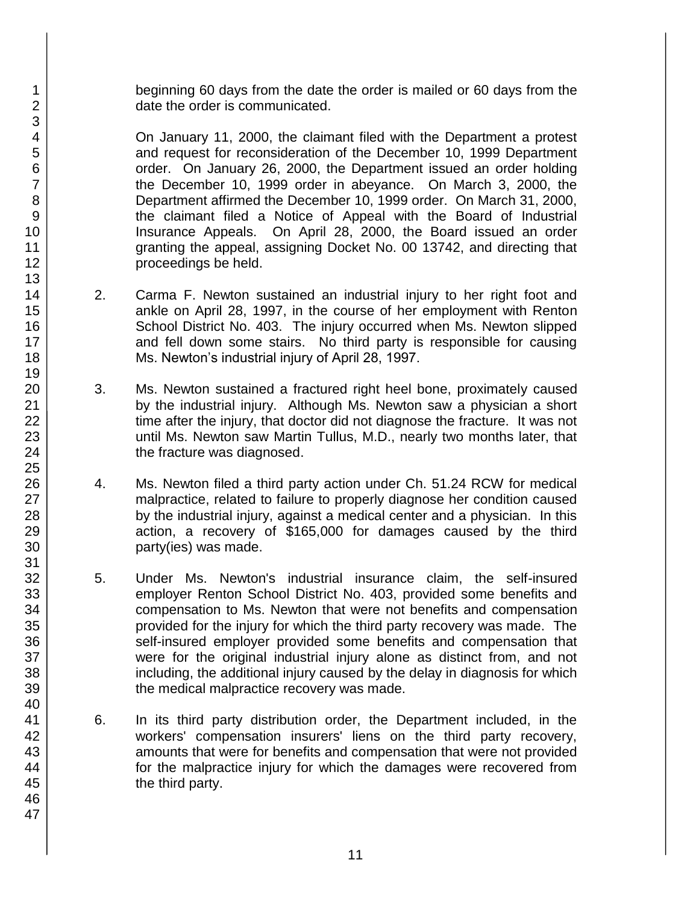beginning 60 days from the date the order is mailed or 60 days from the date the order is communicated.

On January 11, 2000, the claimant filed with the Department a protest and request for reconsideration of the December 10, 1999 Department order. On January 26, 2000, the Department issued an order holding the December 10, 1999 order in abeyance. On March 3, 2000, the Department affirmed the December 10, 1999 order. On March 31, 2000, the claimant filed a Notice of Appeal with the Board of Industrial Insurance Appeals. On April 28, 2000, the Board issued an order granting the appeal, assigning Docket No. 00 13742, and directing that proceedings be held.

2. Carma F. Newton sustained an industrial injury to her right foot and ankle on April 28, 1997, in the course of her employment with Renton School District No. 403. The injury occurred when Ms. Newton slipped and fell down some stairs. No third party is responsible for causing Ms. Newton's industrial injury of April 28, 1997.

3. Ms. Newton sustained a fractured right heel bone, proximately caused by the industrial injury. Although Ms. Newton saw a physician a short time after the injury, that doctor did not diagnose the fracture. It was not until Ms. Newton saw Martin Tullus, M.D., nearly two months later, that the fracture was diagnosed.

4. Ms. Newton filed a third party action under Ch. 51.24 RCW for medical malpractice, related to failure to properly diagnose her condition caused by the industrial injury, against a medical center and a physician. In this action, a recovery of $165,000 for damages caused by the third party(ies) was made.

5. Under Ms. Newton's industrial insurance claim, the self-insured employer Renton School District No. 403, provided some benefits and compensation to Ms. Newton that were not benefits and compensation provided for the injury for which the third party recovery was made. The self-insured employer provided some benefits and compensation that were for the original industrial injury alone as distinct from, and not including, the additional injury caused by the delay in diagnosis for which the medical malpractice recovery was made.

6. In its third party distribution order, the Department included, in the workers' compensation insurers' liens on the third party recovery, amounts that were for benefits and compensation that were not provided for the malpractice injury for which the damages were recovered from the third party.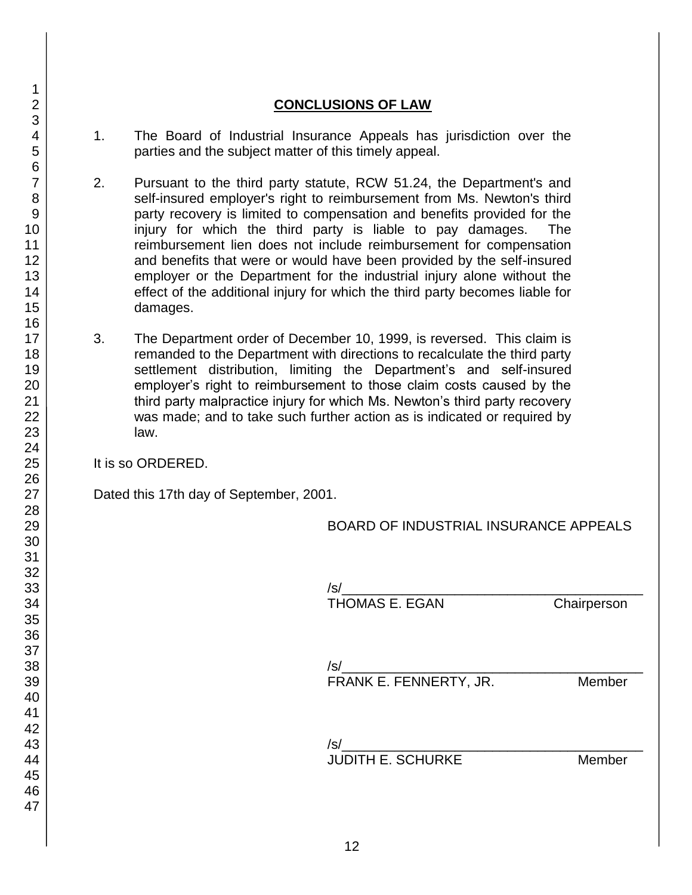## CONCLUSIONS OF LAW

1. The Board of Industrial Insurance Appeals has jurisdiction over the parties and the subject matter of this timely appeal.

2. Pursuant to the third party statute, RCW 51.24, the Department's and self-insured employer's right to reimbursement from Ms. Newton's third party recovery is limited to compensation and benefits provided for the injury for which the third party is liable to pay damages. The reimbursement lien does not include reimbursement for compensation and benefits that were or would have been provided by the self-insured employer or the Department for the industrial injury alone without the effect of the additional injury for which the third party becomes liable for damages.

3. The Department order of December 10, 1999, is reversed. This claim is remanded to the Department with directions to recalculate the third party settlement distribution, limiting the Department's and self-insured employer's right to reimbursement to those claim costs caused by the third party malpractice injury for which Ms. Newton's third party recovery was made; and to take such further action as is indicated or required by law.

It is so ORDERED.

Dated this 17th day of September, 2001.

BOARD OF INDUSTRIAL INSURANCE APPEALS

/s/
THOMAS E. EGAN Chairperson

/s/
FRANK E. FENNERTY, JR. Member

/s/
JUDITH E. SCHURKE Member